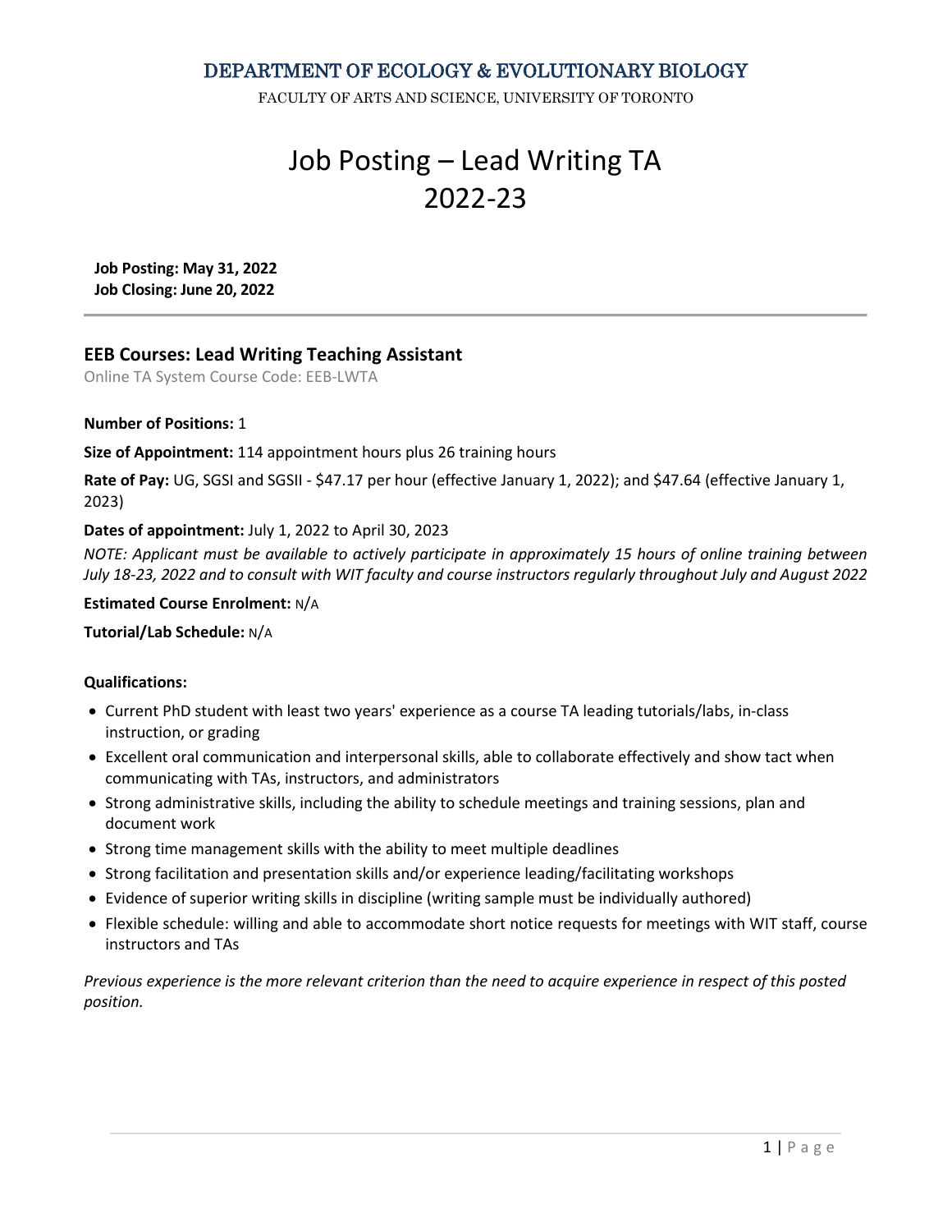DEPARTMENT OF ECOLOGY & EVOLUTIONARY BIOLOGY

FACULTY OF ARTS AND SCIENCE, UNIVERSITY OF TORONTO

# Job Posting – Lead Writing TA 2022-23

**Job Posting: May 31, 2022**
**Job Closing: June 20, 2022**

---

## EEB Courses: Lead Writing Teaching Assistant

Online TA System Course Code: EEB-LWTA

**Number of Positions:** 1

**Size of Appointment:** 114 appointment hours plus 26 training hours

**Rate of Pay:** UG, SGSI and SGSII - $47.17 per hour (effective January 1, 2022); and $47.64 (effective January 1, 2023)

**Dates of appointment:** July 1, 2022 to April 30, 2023

*NOTE: Applicant must be available to actively participate in approximately 15 hours of online training between July 18-23, 2022 and to consult with WIT faculty and course instructors regularly throughout July and August 2022*

**Estimated Course Enrolment:** N/A

**Tutorial/Lab Schedule:** N/A

**Qualifications:**

- Current PhD student with least two years' experience as a course TA leading tutorials/labs, in-class instruction, or grading
- Excellent oral communication and interpersonal skills, able to collaborate effectively and show tact when communicating with TAs, instructors, and administrators
- Strong administrative skills, including the ability to schedule meetings and training sessions, plan and document work
- Strong time management skills with the ability to meet multiple deadlines
- Strong facilitation and presentation skills and/or experience leading/facilitating workshops
- Evidence of superior writing skills in discipline (writing sample must be individually authored)
- Flexible schedule: willing and able to accommodate short notice requests for meetings with WIT staff, course instructors and TAs

*Previous experience is the more relevant criterion than the need to acquire experience in respect of this posted position.*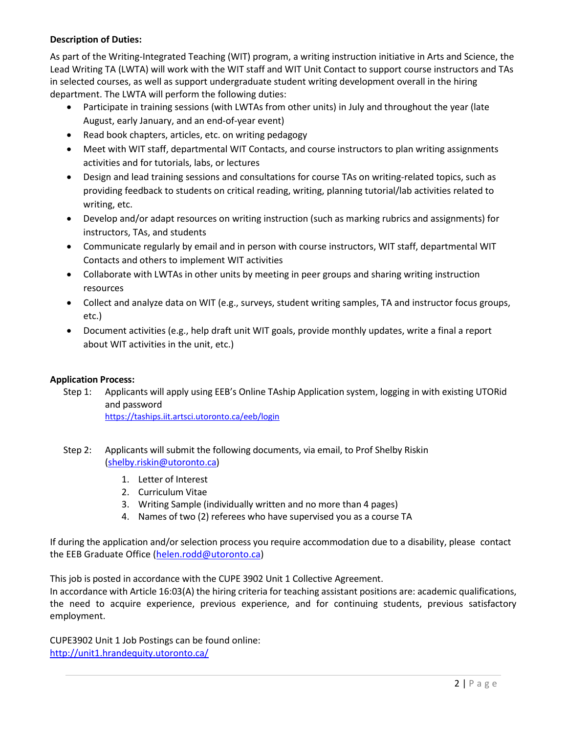**Description of Duties:**

As part of the Writing-Integrated Teaching (WIT) program, a writing instruction initiative in Arts and Science, the Lead Writing TA (LWTA) will work with the WIT staff and WIT Unit Contact to support course instructors and TAs in selected courses, as well as support undergraduate student writing development overall in the hiring department. The LWTA will perform the following duties:

- Participate in training sessions (with LWTAs from other units) in July and throughout the year (late August, early January, and an end-of-year event)
- Read book chapters, articles, etc. on writing pedagogy
- Meet with WIT staff, departmental WIT Contacts, and course instructors to plan writing assignments activities and for tutorials, labs, or lectures
- Design and lead training sessions and consultations for course TAs on writing-related topics, such as providing feedback to students on critical reading, writing, planning tutorial/lab activities related to writing, etc.
- Develop and/or adapt resources on writing instruction (such as marking rubrics and assignments) for instructors, TAs, and students
- Communicate regularly by email and in person with course instructors, WIT staff, departmental WIT Contacts and others to implement WIT activities
- Collaborate with LWTAs in other units by meeting in peer groups and sharing writing instruction resources
- Collect and analyze data on WIT (e.g., surveys, student writing samples, TA and instructor focus groups, etc.)
- Document activities (e.g., help draft unit WIT goals, provide monthly updates, write a final a report about WIT activities in the unit, etc.)

**Application Process:**

Step 1: Applicants will apply using EEB's Online TAship Application system, logging in with existing UTORid and password
https://taships.iit.artsci.utoronto.ca/eeb/login

Step 2: Applicants will submit the following documents, via email, to Prof Shelby Riskin (shelby.riskin@utoronto.ca)

1. Letter of Interest
2. Curriculum Vitae
3. Writing Sample (individually written and no more than 4 pages)
4. Names of two (2) referees who have supervised you as a course TA

If during the application and/or selection process you require accommodation due to a disability, please contact the EEB Graduate Office (helen.rodd@utoronto.ca)

This job is posted in accordance with the CUPE 3902 Unit 1 Collective Agreement.
In accordance with Article 16:03(A) the hiring criteria for teaching assistant positions are: academic qualifications, the need to acquire experience, previous experience, and for continuing students, previous satisfactory employment.

CUPE3902 Unit 1 Job Postings can be found online:
http://unit1.hrandequity.utoronto.ca/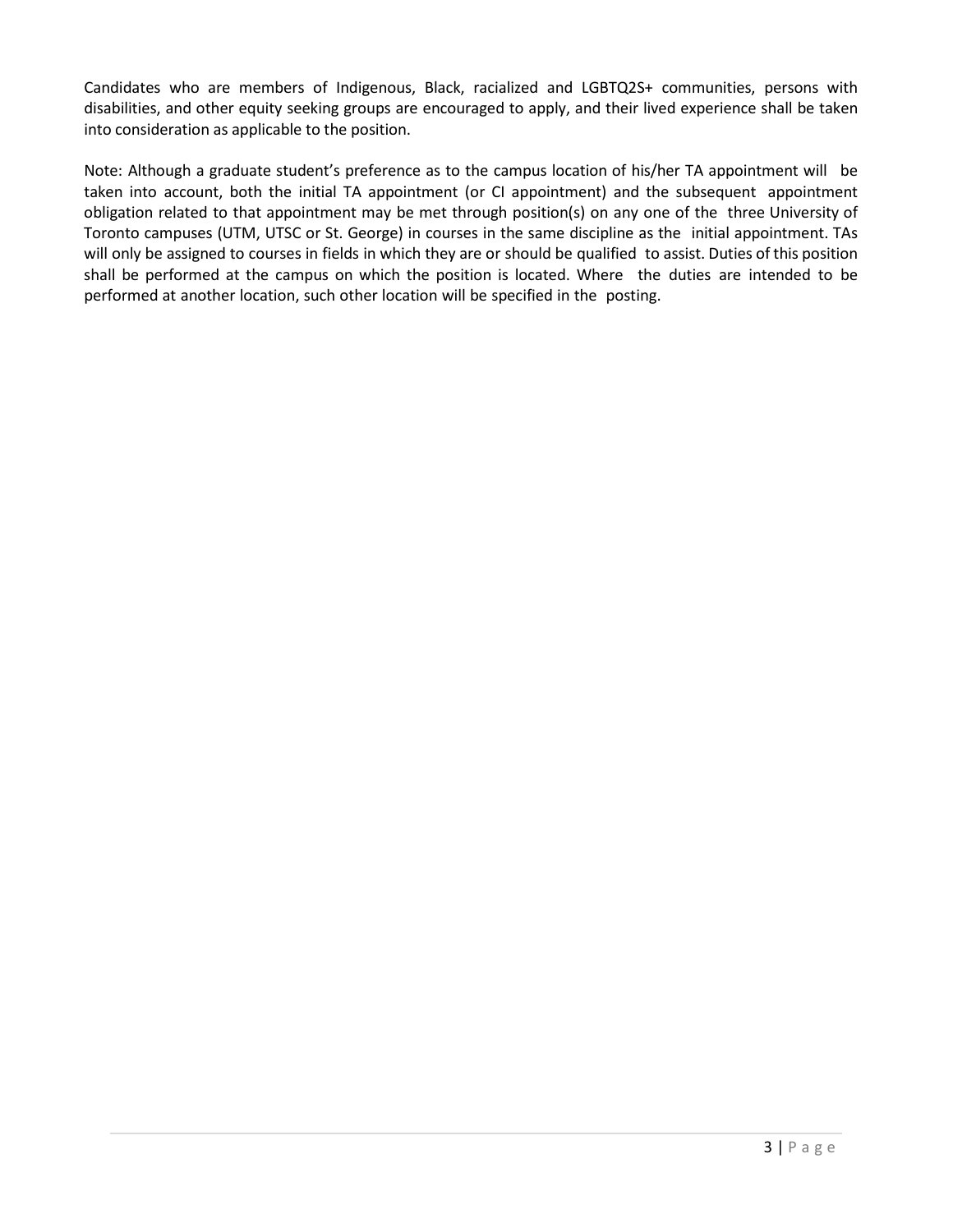Candidates who are members of Indigenous, Black, racialized and LGBTQ2S+ communities, persons with disabilities, and other equity seeking groups are encouraged to apply, and their lived experience shall be taken into consideration as applicable to the position.

Note: Although a graduate student's preference as to the campus location of his/her TA appointment will be taken into account, both the initial TA appointment (or CI appointment) and the subsequent appointment obligation related to that appointment may be met through position(s) on any one of the three University of Toronto campuses (UTM, UTSC or St. George) in courses in the same discipline as the initial appointment. TAs will only be assigned to courses in fields in which they are or should be qualified to assist. Duties of this position shall be performed at the campus on which the position is located. Where the duties are intended to be performed at another location, such other location will be specified in the posting.